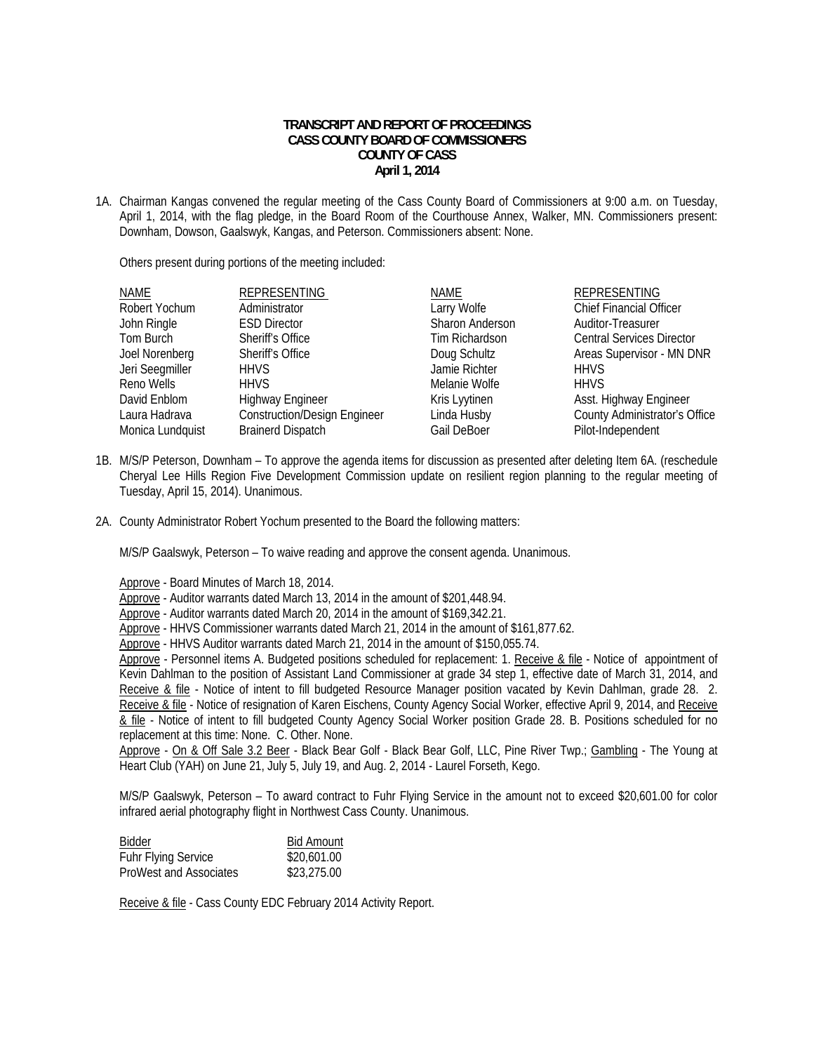**TRANSCRIPT AND REPORT OF PROCEEDINGS**
**CASS COUNTY BOARD OF COMMISSIONERS**
**COUNTY OF CASS**
**April 1, 2014**

1A. Chairman Kangas convened the regular meeting of the Cass County Board of Commissioners at 9:00 a.m. on Tuesday, April 1, 2014, with the flag pledge, in the Board Room of the Courthouse Annex, Walker, MN. Commissioners present: Downham, Dowson, Gaalswyk, Kangas, and Peterson. Commissioners absent: None.

Others present during portions of the meeting included:

| NAME | REPRESENTING | NAME | REPRESENTING |
|---|---|---|---|
| Robert Yochum | Administrator | Larry Wolfe | Chief Financial Officer |
| John Ringle | ESD Director | Sharon Anderson | Auditor-Treasurer |
| Tom Burch | Sheriff's Office | Tim Richardson | Central Services Director |
| Joel Norenberg | Sheriff's Office | Doug Schultz | Areas Supervisor - MN DNR |
| Jeri Seegmiller | HHVS | Jamie Richter | HHVS |
| Reno Wells | HHVS | Melanie Wolfe | HHVS |
| David Enblom | Highway Engineer | Kris Lyytinen | Asst. Highway Engineer |
| Laura Hadrava | Construction/Design Engineer | Linda Husby | County Administrator's Office |
| Monica Lundquist | Brainerd Dispatch | Gail DeBoer | Pilot-Independent |

1B. M/S/P Peterson, Downham – To approve the agenda items for discussion as presented after deleting Item 6A. (reschedule Cheryal Lee Hills Region Five Development Commission update on resilient region planning to the regular meeting of Tuesday, April 15, 2014). Unanimous.

2A. County Administrator Robert Yochum presented to the Board the following matters:

M/S/P Gaalswyk, Peterson – To waive reading and approve the consent agenda. Unanimous.

Approve - Board Minutes of March 18, 2014.
Approve - Auditor warrants dated March 13, 2014 in the amount of $201,448.94.
Approve - Auditor warrants dated March 20, 2014 in the amount of $169,342.21.
Approve - HHVS Commissioner warrants dated March 21, 2014 in the amount of $161,877.62.
Approve - HHVS Auditor warrants dated March 21, 2014 in the amount of $150,055.74.
Approve - Personnel items A. Budgeted positions scheduled for replacement: 1. Receive & file - Notice of appointment of Kevin Dahlman to the position of Assistant Land Commissioner at grade 34 step 1, effective date of March 31, 2014, and Receive & file - Notice of intent to fill budgeted Resource Manager position vacated by Kevin Dahlman, grade 28. 2. Receive & file - Notice of resignation of Karen Eischens, County Agency Social Worker, effective April 9, 2014, and Receive & file - Notice of intent to fill budgeted County Agency Social Worker position Grade 28. B. Positions scheduled for no replacement at this time: None. C. Other. None.
Approve - On & Off Sale 3.2 Beer - Black Bear Golf - Black Bear Golf, LLC, Pine River Twp.; Gambling - The Young at Heart Club (YAH) on June 21, July 5, July 19, and Aug. 2, 2014 - Laurel Forseth, Kego.

M/S/P Gaalswyk, Peterson – To award contract to Fuhr Flying Service in the amount not to exceed $20,601.00 for color infrared aerial photography flight in Northwest Cass County. Unanimous.

| Bidder | Bid Amount |
|---|---|
| Fuhr Flying Service | $20,601.00 |
| ProWest and Associates | $23,275.00 |

Receive & file - Cass County EDC February 2014 Activity Report.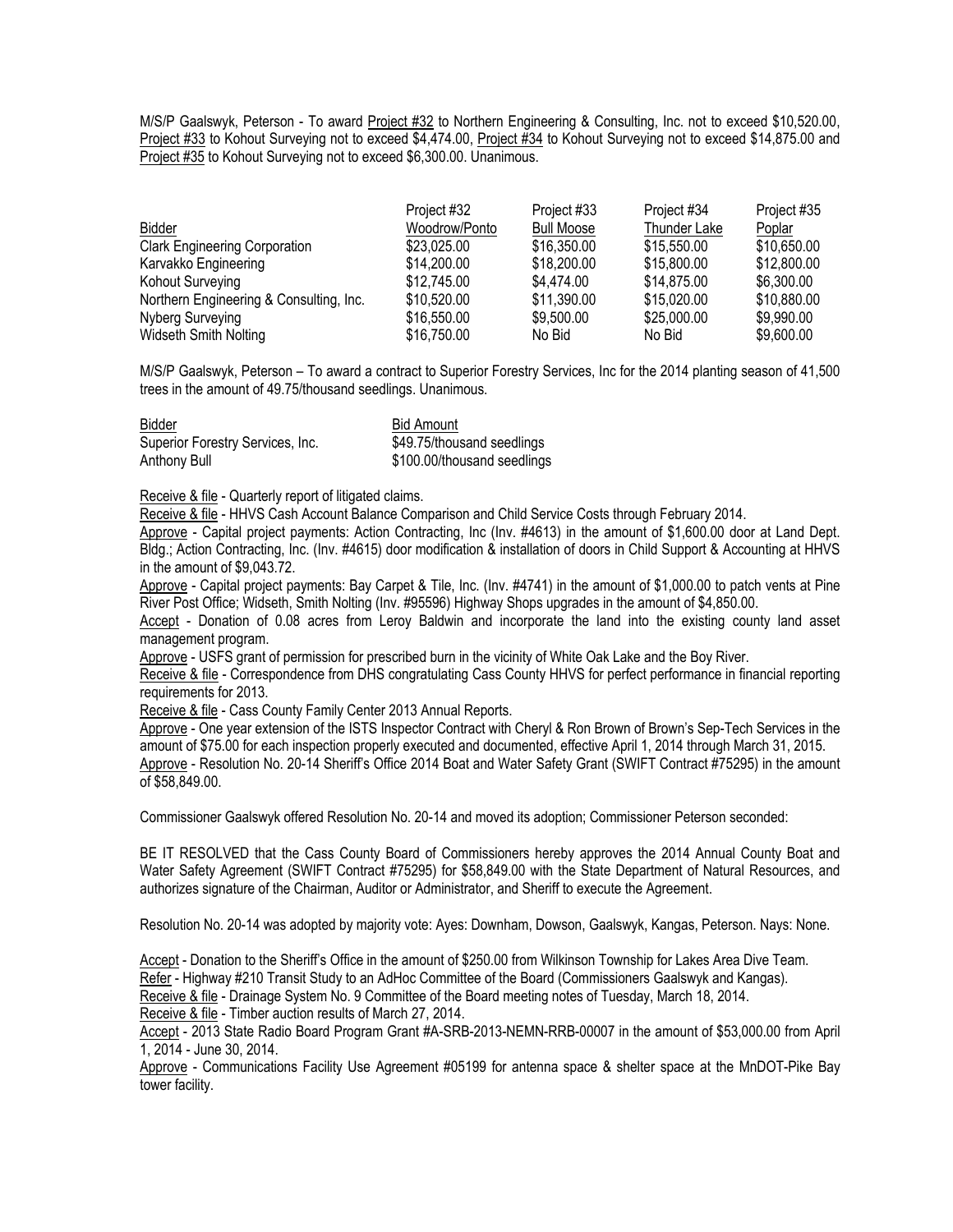M/S/P Gaalswyk, Peterson - To award Project #32 to Northern Engineering & Consulting, Inc. not to exceed $10,520.00, Project #33 to Kohout Surveying not to exceed $4,474.00, Project #34 to Kohout Surveying not to exceed $14,875.00 and Project #35 to Kohout Surveying not to exceed $6,300.00. Unanimous.

| Bidder | Project #32 Woodrow/Ponto | Project #33 Bull Moose | Project #34 Thunder Lake | Project #35 Poplar |
|---|---|---|---|---|
| Clark Engineering Corporation | $23,025.00 | $16,350.00 | $15,550.00 | $10,650.00 |
| Karvakko Engineering | $14,200.00 | $18,200.00 | $15,800.00 | $12,800.00 |
| Kohout Surveying | $12,745.00 | $4,474.00 | $14,875.00 | $6,300.00 |
| Northern Engineering & Consulting, Inc. | $10,520.00 | $11,390.00 | $15,020.00 | $10,880.00 |
| Nyberg Surveying | $16,550.00 | $9,500.00 | $25,000.00 | $9,990.00 |
| Widseth Smith Nolting | $16,750.00 | No Bid | No Bid | $9,600.00 |

M/S/P Gaalswyk, Peterson – To award a contract to Superior Forestry Services, Inc for the 2014 planting season of 41,500 trees in the amount of 49.75/thousand seedlings. Unanimous.

| Bidder | Bid Amount |
|---|---|
| Superior Forestry Services, Inc. | $49.75/thousand seedlings |
| Anthony Bull | $100.00/thousand seedlings |

Receive & file - Quarterly report of litigated claims.

Receive & file - HHVS Cash Account Balance Comparison and Child Service Costs through February 2014.

Approve - Capital project payments: Action Contracting, Inc (Inv. #4613) in the amount of $1,600.00 door at Land Dept. Bldg.; Action Contracting, Inc. (Inv. #4615) door modification & installation of doors in Child Support & Accounting at HHVS in the amount of $9,043.72.

Approve - Capital project payments: Bay Carpet & Tile, Inc. (Inv. #4741) in the amount of $1,000.00 to patch vents at Pine River Post Office; Widseth, Smith Nolting (Inv. #95596) Highway Shops upgrades in the amount of $4,850.00.

Accept - Donation of 0.08 acres from Leroy Baldwin and incorporate the land into the existing county land asset management program.

Approve - USFS grant of permission for prescribed burn in the vicinity of White Oak Lake and the Boy River.

Receive & file - Correspondence from DHS congratulating Cass County HHVS for perfect performance in financial reporting requirements for 2013.

Receive & file - Cass County Family Center 2013 Annual Reports.

Approve - One year extension of the ISTS Inspector Contract with Cheryl & Ron Brown of Brown's Sep-Tech Services in the amount of $75.00 for each inspection properly executed and documented, effective April 1, 2014 through March 31, 2015.

Approve - Resolution No. 20-14 Sheriff's Office 2014 Boat and Water Safety Grant (SWIFT Contract #75295) in the amount of $58,849.00.

Commissioner Gaalswyk offered Resolution No. 20-14 and moved its adoption; Commissioner Peterson seconded:

BE IT RESOLVED that the Cass County Board of Commissioners hereby approves the 2014 Annual County Boat and Water Safety Agreement (SWIFT Contract #75295) for $58,849.00 with the State Department of Natural Resources, and authorizes signature of the Chairman, Auditor or Administrator, and Sheriff to execute the Agreement.

Resolution No. 20-14 was adopted by majority vote: Ayes: Downham, Dowson, Gaalswyk, Kangas, Peterson. Nays: None.

Accept - Donation to the Sheriff's Office in the amount of $250.00 from Wilkinson Township for Lakes Area Dive Team.

Refer - Highway #210 Transit Study to an AdHoc Committee of the Board (Commissioners Gaalswyk and Kangas).

Receive & file - Drainage System No. 9 Committee of the Board meeting notes of Tuesday, March 18, 2014.

Receive & file - Timber auction results of March 27, 2014.

Accept - 2013 State Radio Board Program Grant #A-SRB-2013-NEMN-RRB-00007 in the amount of $53,000.00 from April 1, 2014 - June 30, 2014.

Approve - Communications Facility Use Agreement #05199 for antenna space & shelter space at the MnDOT-Pike Bay tower facility.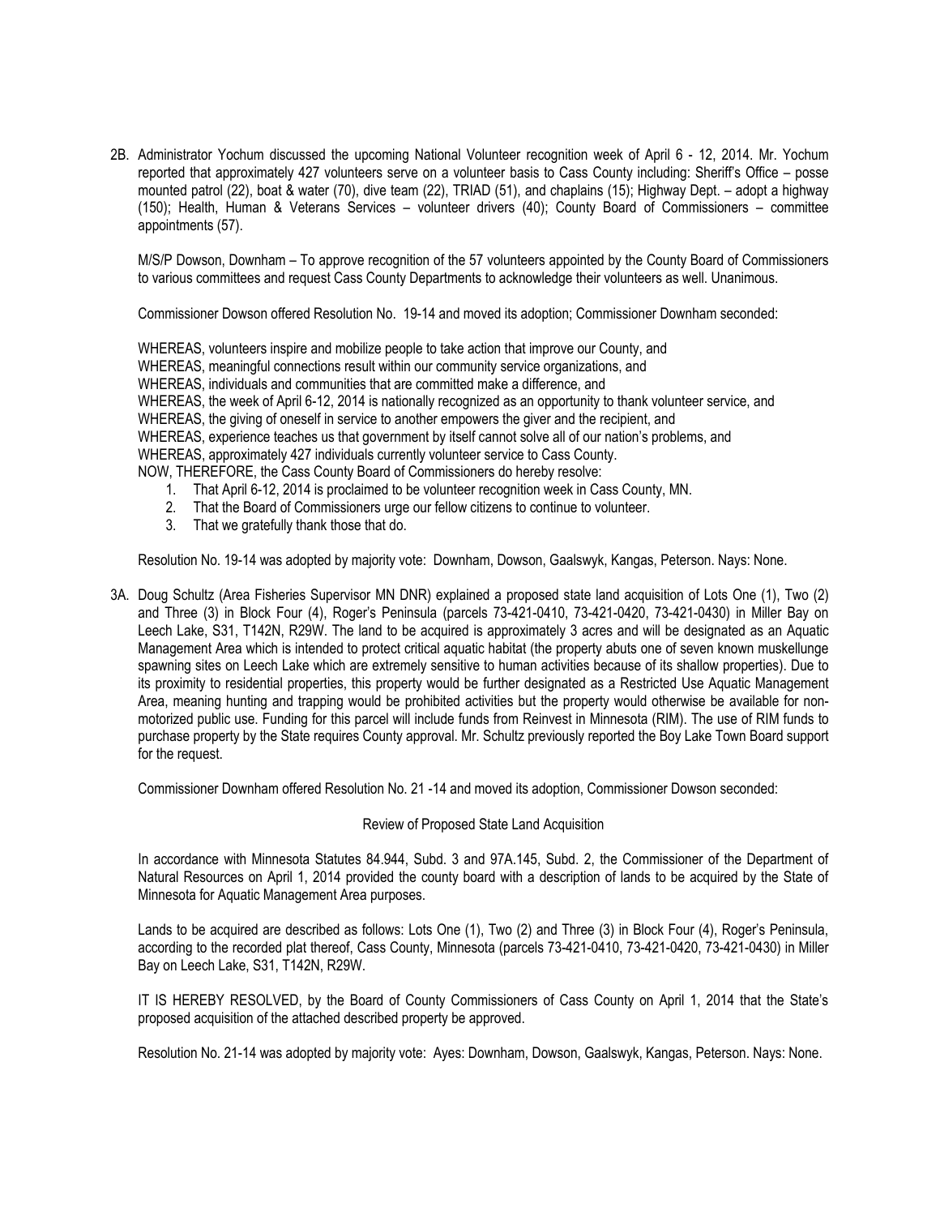2B. Administrator Yochum discussed the upcoming National Volunteer recognition week of April 6 - 12, 2014. Mr. Yochum reported that approximately 427 volunteers serve on a volunteer basis to Cass County including: Sheriff's Office – posse mounted patrol (22), boat & water (70), dive team (22), TRIAD (51), and chaplains (15); Highway Dept. – adopt a highway (150); Health, Human & Veterans Services – volunteer drivers (40); County Board of Commissioners – committee appointments (57).

M/S/P Dowson, Downham – To approve recognition of the 57 volunteers appointed by the County Board of Commissioners to various committees and request Cass County Departments to acknowledge their volunteers as well. Unanimous.

Commissioner Dowson offered Resolution No. 19-14 and moved its adoption; Commissioner Downham seconded:

WHEREAS, volunteers inspire and mobilize people to take action that improve our County, and
WHEREAS, meaningful connections result within our community service organizations, and
WHEREAS, individuals and communities that are committed make a difference, and
WHEREAS, the week of April 6-12, 2014 is nationally recognized as an opportunity to thank volunteer service, and
WHEREAS, the giving of oneself in service to another empowers the giver and the recipient, and
WHEREAS, experience teaches us that government by itself cannot solve all of our nation's problems, and
WHEREAS, approximately 427 individuals currently volunteer service to Cass County.
NOW, THEREFORE, the Cass County Board of Commissioners do hereby resolve:

1. That April 6-12, 2014 is proclaimed to be volunteer recognition week in Cass County, MN.
2. That the Board of Commissioners urge our fellow citizens to continue to volunteer.
3. That we gratefully thank those that do.

Resolution No. 19-14 was adopted by majority vote: Downham, Dowson, Gaalswyk, Kangas, Peterson. Nays: None.

3A. Doug Schultz (Area Fisheries Supervisor MN DNR) explained a proposed state land acquisition of Lots One (1), Two (2) and Three (3) in Block Four (4), Roger's Peninsula (parcels 73-421-0410, 73-421-0420, 73-421-0430) in Miller Bay on Leech Lake, S31, T142N, R29W. The land to be acquired is approximately 3 acres and will be designated as an Aquatic Management Area which is intended to protect critical aquatic habitat (the property abuts one of seven known muskellunge spawning sites on Leech Lake which are extremely sensitive to human activities because of its shallow properties). Due to its proximity to residential properties, this property would be further designated as a Restricted Use Aquatic Management Area, meaning hunting and trapping would be prohibited activities but the property would otherwise be available for non-motorized public use. Funding for this parcel will include funds from Reinvest in Minnesota (RIM). The use of RIM funds to purchase property by the State requires County approval. Mr. Schultz previously reported the Boy Lake Town Board support for the request.

Commissioner Downham offered Resolution No. 21 -14 and moved its adoption, Commissioner Dowson seconded:

Review of Proposed State Land Acquisition

In accordance with Minnesota Statutes 84.944, Subd. 3 and 97A.145, Subd. 2, the Commissioner of the Department of Natural Resources on April 1, 2014 provided the county board with a description of lands to be acquired by the State of Minnesota for Aquatic Management Area purposes.

Lands to be acquired are described as follows: Lots One (1), Two (2) and Three (3) in Block Four (4), Roger's Peninsula, according to the recorded plat thereof, Cass County, Minnesota (parcels 73-421-0410, 73-421-0420, 73-421-0430) in Miller Bay on Leech Lake, S31, T142N, R29W.

IT IS HEREBY RESOLVED, by the Board of County Commissioners of Cass County on April 1, 2014 that the State's proposed acquisition of the attached described property be approved.

Resolution No. 21-14 was adopted by majority vote: Ayes: Downham, Dowson, Gaalswyk, Kangas, Peterson. Nays: None.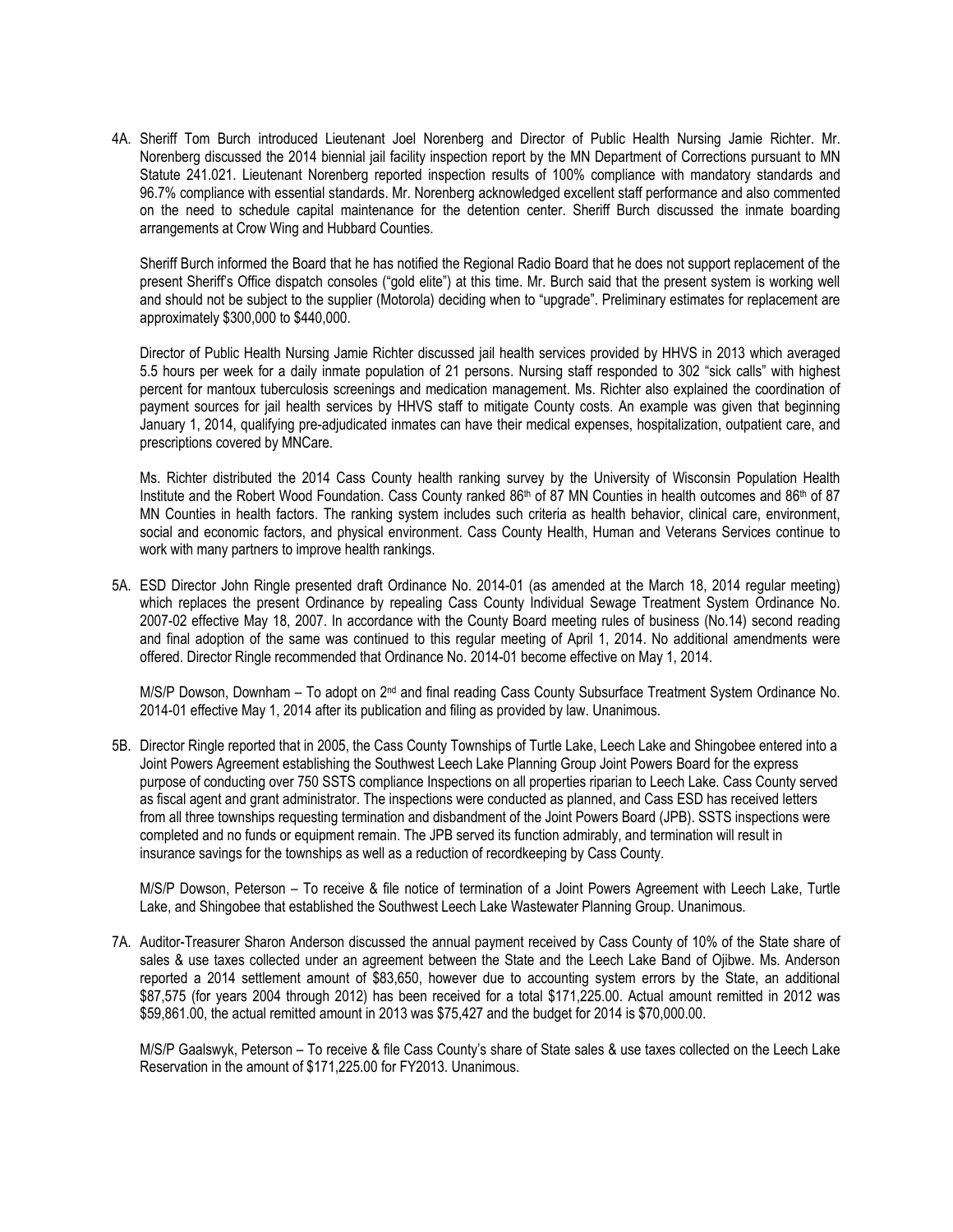4A. Sheriff Tom Burch introduced Lieutenant Joel Norenberg and Director of Public Health Nursing Jamie Richter. Mr. Norenberg discussed the 2014 biennial jail facility inspection report by the MN Department of Corrections pursuant to MN Statute 241.021. Lieutenant Norenberg reported inspection results of 100% compliance with mandatory standards and 96.7% compliance with essential standards. Mr. Norenberg acknowledged excellent staff performance and also commented on the need to schedule capital maintenance for the detention center. Sheriff Burch discussed the inmate boarding arrangements at Crow Wing and Hubbard Counties.

Sheriff Burch informed the Board that he has notified the Regional Radio Board that he does not support replacement of the present Sheriff's Office dispatch consoles ("gold elite") at this time. Mr. Burch said that the present system is working well and should not be subject to the supplier (Motorola) deciding when to "upgrade". Preliminary estimates for replacement are approximately $300,000 to $440,000.

Director of Public Health Nursing Jamie Richter discussed jail health services provided by HHVS in 2013 which averaged 5.5 hours per week for a daily inmate population of 21 persons. Nursing staff responded to 302 "sick calls" with highest percent for mantoux tuberculosis screenings and medication management. Ms. Richter also explained the coordination of payment sources for jail health services by HHVS staff to mitigate County costs. An example was given that beginning January 1, 2014, qualifying pre-adjudicated inmates can have their medical expenses, hospitalization, outpatient care, and prescriptions covered by MNCare.

Ms. Richter distributed the 2014 Cass County health ranking survey by the University of Wisconsin Population Health Institute and the Robert Wood Foundation. Cass County ranked 86th of 87 MN Counties in health outcomes and 86th of 87 MN Counties in health factors. The ranking system includes such criteria as health behavior, clinical care, environment, social and economic factors, and physical environment. Cass County Health, Human and Veterans Services continue to work with many partners to improve health rankings.

5A. ESD Director John Ringle presented draft Ordinance No. 2014-01 (as amended at the March 18, 2014 regular meeting) which replaces the present Ordinance by repealing Cass County Individual Sewage Treatment System Ordinance No. 2007-02 effective May 18, 2007. In accordance with the County Board meeting rules of business (No.14) second reading and final adoption of the same was continued to this regular meeting of April 1, 2014. No additional amendments were offered. Director Ringle recommended that Ordinance No. 2014-01 become effective on May 1, 2014.

M/S/P Dowson, Downham – To adopt on 2nd and final reading Cass County Subsurface Treatment System Ordinance No. 2014-01 effective May 1, 2014 after its publication and filing as provided by law. Unanimous.

5B. Director Ringle reported that in 2005, the Cass County Townships of Turtle Lake, Leech Lake and Shingobee entered into a Joint Powers Agreement establishing the Southwest Leech Lake Planning Group Joint Powers Board for the express purpose of conducting over 750 SSTS compliance Inspections on all properties riparian to Leech Lake. Cass County served as fiscal agent and grant administrator. The inspections were conducted as planned, and Cass ESD has received letters from all three townships requesting termination and disbandment of the Joint Powers Board (JPB). SSTS inspections were completed and no funds or equipment remain. The JPB served its function admirably, and termination will result in insurance savings for the townships as well as a reduction of recordkeeping by Cass County.

M/S/P Dowson, Peterson – To receive & file notice of termination of a Joint Powers Agreement with Leech Lake, Turtle Lake, and Shingobee that established the Southwest Leech Lake Wastewater Planning Group. Unanimous.

7A. Auditor-Treasurer Sharon Anderson discussed the annual payment received by Cass County of 10% of the State share of sales & use taxes collected under an agreement between the State and the Leech Lake Band of Ojibwe. Ms. Anderson reported a 2014 settlement amount of $83,650, however due to accounting system errors by the State, an additional $87,575 (for years 2004 through 2012) has been received for a total $171,225.00. Actual amount remitted in 2012 was $59,861.00, the actual remitted amount in 2013 was $75,427 and the budget for 2014 is $70,000.00.

M/S/P Gaalswyk, Peterson – To receive & file Cass County's share of State sales & use taxes collected on the Leech Lake Reservation in the amount of $171,225.00 for FY2013. Unanimous.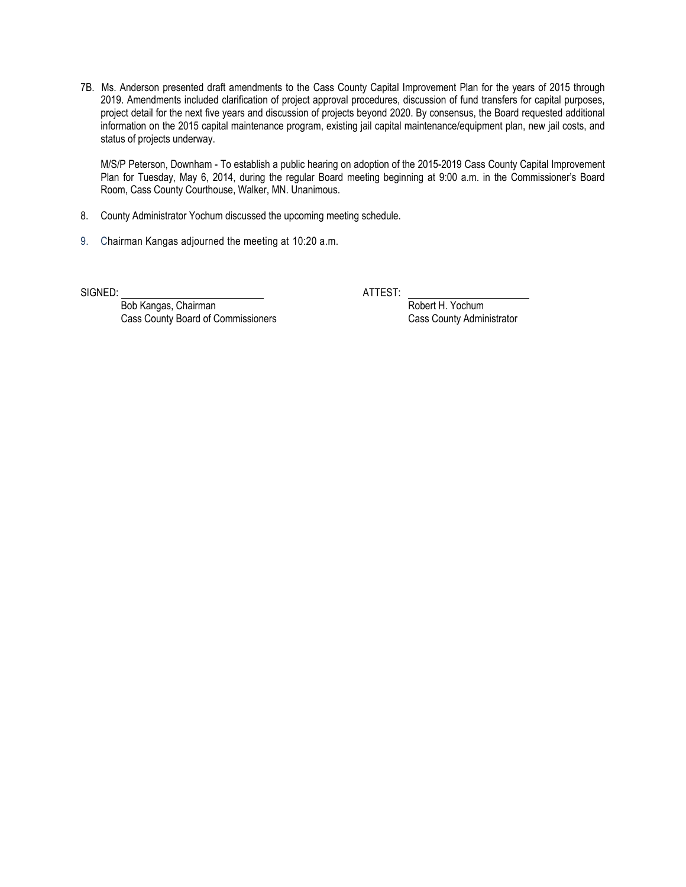7B. Ms. Anderson presented draft amendments to the Cass County Capital Improvement Plan for the years of 2015 through 2019. Amendments included clarification of project approval procedures, discussion of fund transfers for capital purposes, project detail for the next five years and discussion of projects beyond 2020. By consensus, the Board requested additional information on the 2015 capital maintenance program, existing jail capital maintenance/equipment plan, new jail costs, and status of projects underway.

M/S/P Peterson, Downham - To establish a public hearing on adoption of the 2015-2019 Cass County Capital Improvement Plan for Tuesday, May 6, 2014, during the regular Board meeting beginning at 9:00 a.m. in the Commissioner's Board Room, Cass County Courthouse, Walker, MN. Unanimous.

8. County Administrator Yochum discussed the upcoming meeting schedule.

9. Chairman Kangas adjourned the meeting at 10:20 a.m.

SIGNED: ______________________
Bob Kangas, Chairman
Cass County Board of Commissioners

ATTEST: ______________________
Robert H. Yochum
Cass County Administrator